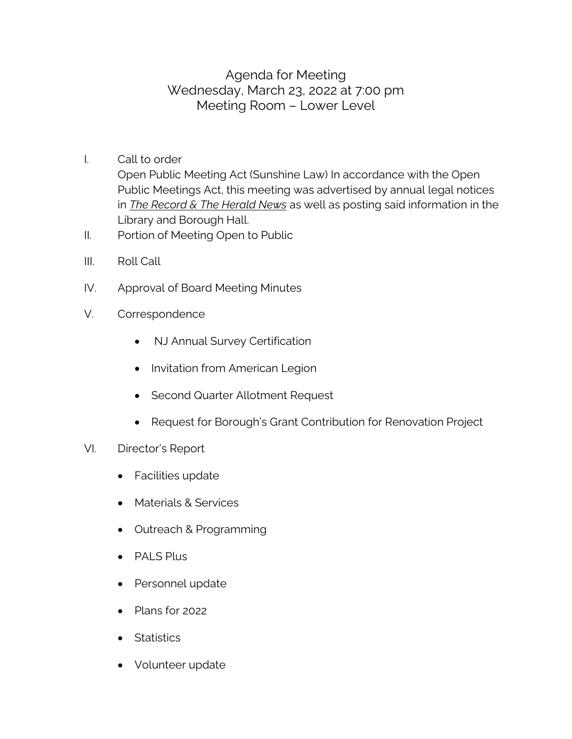# Agenda for Meeting
## Wednesday, March 23, 2022 at 7:00 pm
## Meeting Room – Lower Level

I. Call to order
   Open Public Meeting Act (Sunshine Law) In accordance with the Open Public Meetings Act, this meeting was advertised by annual legal notices in ***The Record & The Herald News*** as well as posting said information in the Library and Borough Hall.

II. Portion of Meeting Open to Public

III. Roll Call

IV. Approval of Board Meeting Minutes

V. Correspondence

   - NJ Annual Survey Certification
   - Invitation from American Legion
   - Second Quarter Allotment Request
   - Request for Borough's Grant Contribution for Renovation Project

VI. Director's Report

   - Facilities update
   - Materials & Services
   - Outreach & Programming
   - PALS Plus
   - Personnel update
   - Plans for 2022
   - Statistics
   - Volunteer update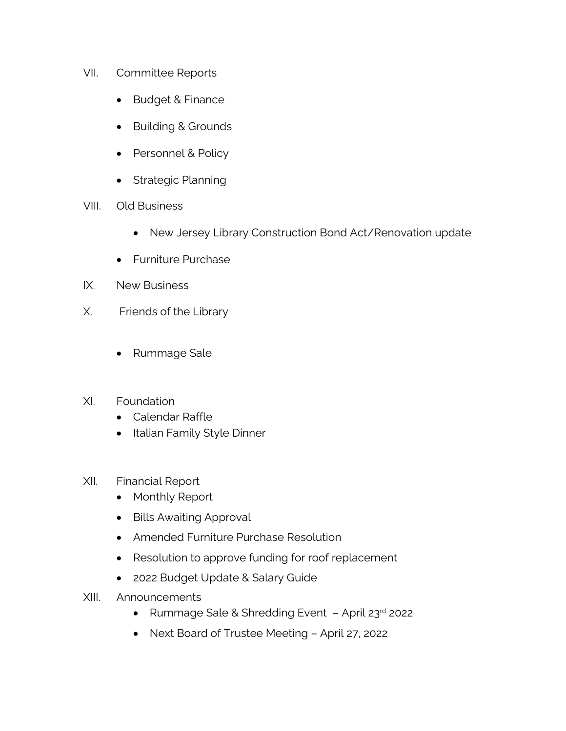VII. Committee Reports

- Budget & Finance
- Building & Grounds
- Personnel & Policy
- Strategic Planning

VIII. Old Business

- New Jersey Library Construction Bond Act/Renovation update
- Furniture Purchase

IX. New Business

X. Friends of the Library

- Rummage Sale

XI. Foundation

- Calendar Raffle
- Italian Family Style Dinner

XII. Financial Report

- Monthly Report
- Bills Awaiting Approval
- Amended Furniture Purchase Resolution
- Resolution to approve funding for roof replacement
- 2022 Budget Update & Salary Guide

XIII. Announcements

- Rummage Sale & Shredding Event – April 23rd 2022
- Next Board of Trustee Meeting – April 27, 2022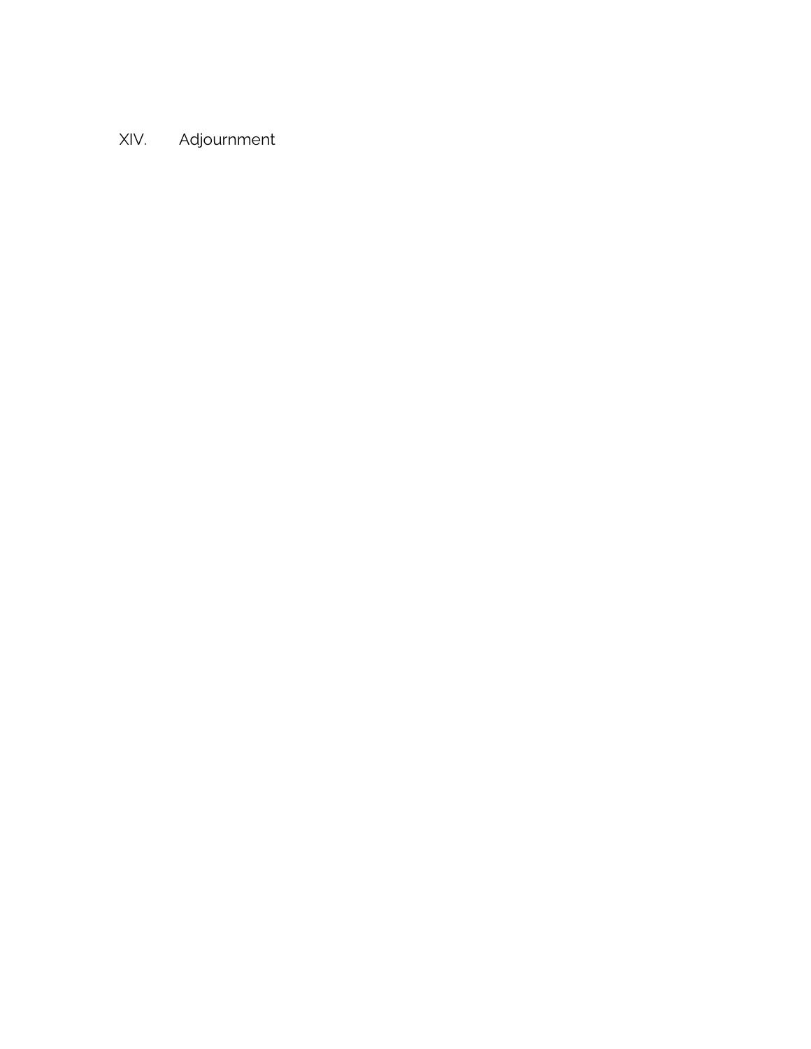XIV. Adjournment